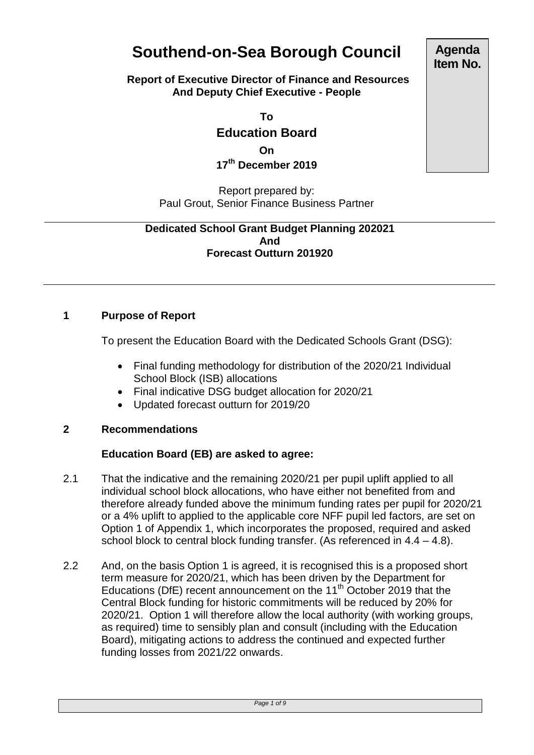# Southend-on-Sea Borough Council

**Agenda Item No.**

**Report of Executive Director of Finance and Resources And Deputy Chief Executive - People**

**To**

## Education Board

**On**

**17th December 2019**

Report prepared by:
Paul Grout, Senior Finance Business Partner

**Dedicated School Grant Budget Planning 202021 And Forecast Outturn 201920**

---

## 1 Purpose of Report

To present the Education Board with the Dedicated Schools Grant (DSG):

- Final funding methodology for distribution of the 2020/21 Individual School Block (ISB) allocations
- Final indicative DSG budget allocation for 2020/21
- Updated forecast outturn for 2019/20

## 2 Recommendations

**Education Board (EB) are asked to agree:**

2.1 That the indicative and the remaining 2020/21 per pupil uplift applied to all individual school block allocations, who have either not benefited from and therefore already funded above the minimum funding rates per pupil for 2020/21 or a 4% uplift to applied to the applicable core NFF pupil led factors, are set on Option 1 of Appendix 1, which incorporates the proposed, required and asked school block to central block funding transfer. (As referenced in 4.4 – 4.8).

2.2 And, on the basis Option 1 is agreed, it is recognised this is a proposed short term measure for 2020/21, which has been driven by the Department for Educations (DfE) recent announcement on the 11th October 2019 that the Central Block funding for historic commitments will be reduced by 20% for 2020/21. Option 1 will therefore allow the local authority (with working groups, as required) time to sensibly plan and consult (including with the Education Board), mitigating actions to address the continued and expected further funding losses from 2021/22 onwards.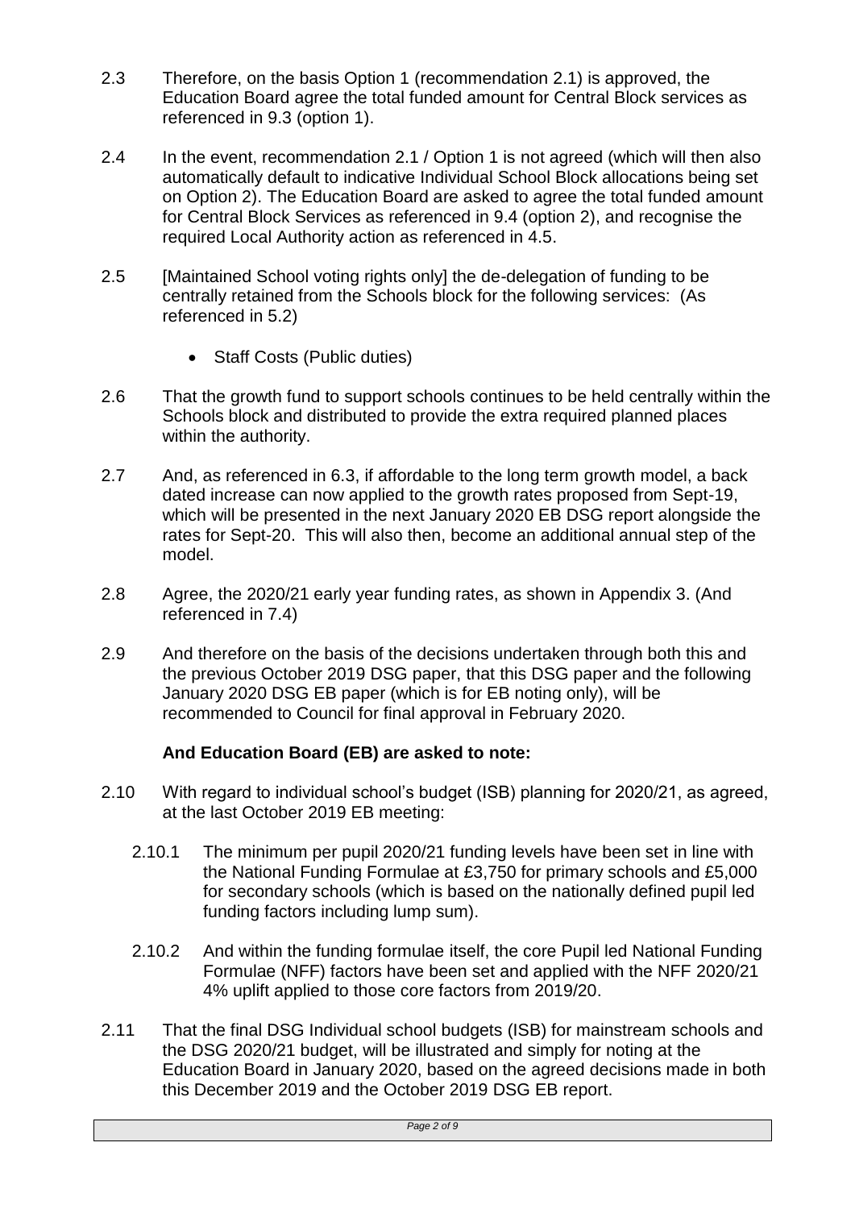2.3 Therefore, on the basis Option 1 (recommendation 2.1) is approved, the Education Board agree the total funded amount for Central Block services as referenced in 9.3 (option 1).

2.4 In the event, recommendation 2.1 / Option 1 is not agreed (which will then also automatically default to indicative Individual School Block allocations being set on Option 2). The Education Board are asked to agree the total funded amount for Central Block Services as referenced in 9.4 (option 2), and recognise the required Local Authority action as referenced in 4.5.

2.5 [Maintained School voting rights only] the de-delegation of funding to be centrally retained from the Schools block for the following services: (As referenced in 5.2)

- Staff Costs (Public duties)

2.6 That the growth fund to support schools continues to be held centrally within the Schools block and distributed to provide the extra required planned places within the authority.

2.7 And, as referenced in 6.3, if affordable to the long term growth model, a back dated increase can now applied to the growth rates proposed from Sept-19, which will be presented in the next January 2020 EB DSG report alongside the rates for Sept-20. This will also then, become an additional annual step of the model.

2.8 Agree, the 2020/21 early year funding rates, as shown in Appendix 3. (And referenced in 7.4)

2.9 And therefore on the basis of the decisions undertaken through both this and the previous October 2019 DSG paper, that this DSG paper and the following January 2020 DSG EB paper (which is for EB noting only), will be recommended to Council for final approval in February 2020.

**And Education Board (EB) are asked to note:**

2.10 With regard to individual school's budget (ISB) planning for 2020/21, as agreed, at the last October 2019 EB meeting:

2.10.1 The minimum per pupil 2020/21 funding levels have been set in line with the National Funding Formulae at £3,750 for primary schools and £5,000 for secondary schools (which is based on the nationally defined pupil led funding factors including lump sum).

2.10.2 And within the funding formulae itself, the core Pupil led National Funding Formulae (NFF) factors have been set and applied with the NFF 2020/21 4% uplift applied to those core factors from 2019/20.

2.11 That the final DSG Individual school budgets (ISB) for mainstream schools and the DSG 2020/21 budget, will be illustrated and simply for noting at the Education Board in January 2020, based on the agreed decisions made in both this December 2019 and the October 2019 DSG EB report.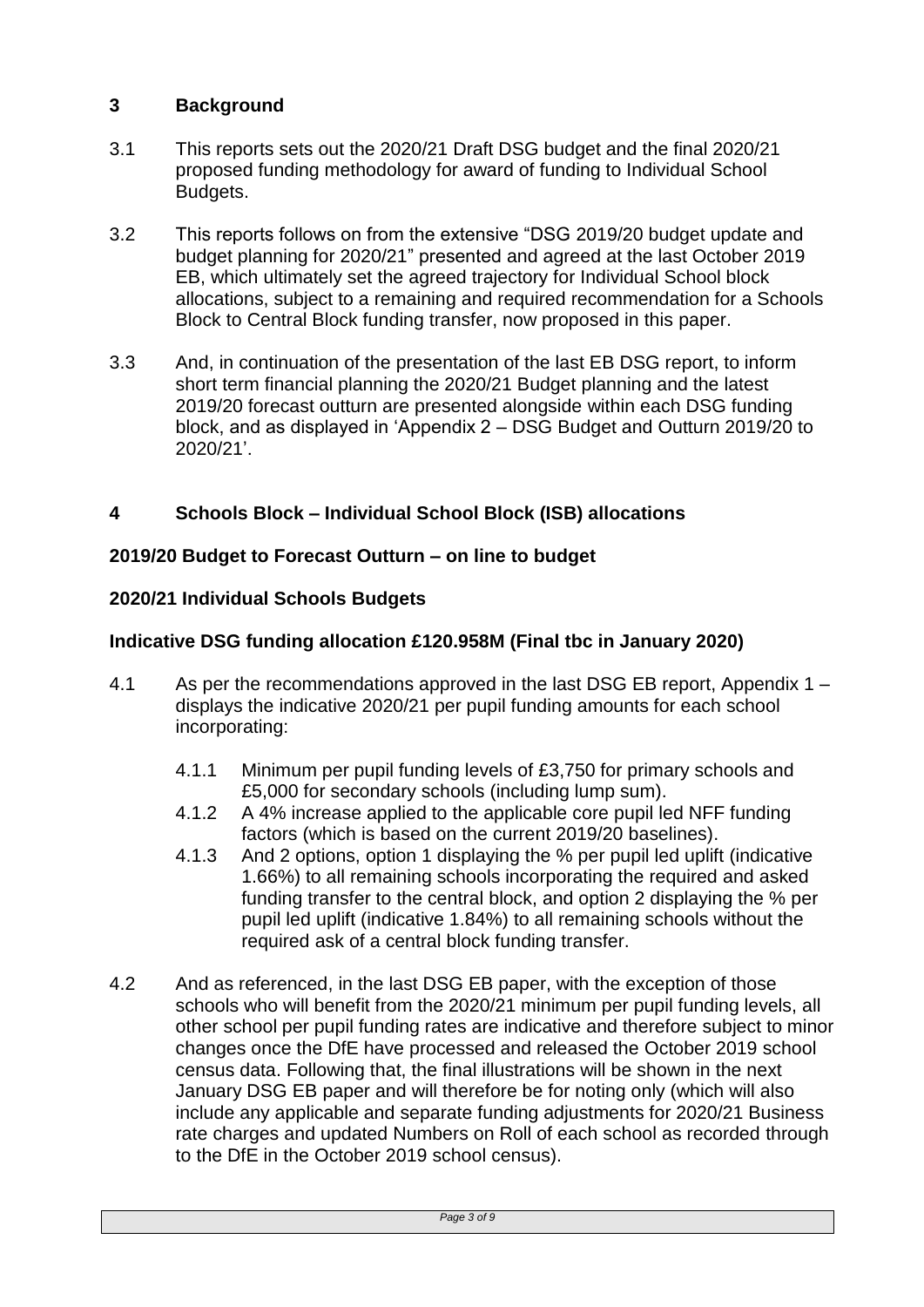## 3 Background

3.1 This reports sets out the 2020/21 Draft DSG budget and the final 2020/21 proposed funding methodology for award of funding to Individual School Budgets.

3.2 This reports follows on from the extensive "DSG 2019/20 budget update and budget planning for 2020/21" presented and agreed at the last October 2019 EB, which ultimately set the agreed trajectory for Individual School block allocations, subject to a remaining and required recommendation for a Schools Block to Central Block funding transfer, now proposed in this paper.

3.3 And, in continuation of the presentation of the last EB DSG report, to inform short term financial planning the 2020/21 Budget planning and the latest 2019/20 forecast outturn are presented alongside within each DSG funding block, and as displayed in 'Appendix 2 – DSG Budget and Outturn 2019/20 to 2020/21'.

## 4 Schools Block – Individual School Block (ISB) allocations

**2019/20 Budget to Forecast Outturn – on line to budget**

**2020/21 Individual Schools Budgets**

**Indicative DSG funding allocation £120.958M (Final tbc in January 2020)**

4.1 As per the recommendations approved in the last DSG EB report, Appendix 1 – displays the indicative 2020/21 per pupil funding amounts for each school incorporating:

- 4.1.1 Minimum per pupil funding levels of £3,750 for primary schools and £5,000 for secondary schools (including lump sum).
- 4.1.2 A 4% increase applied to the applicable core pupil led NFF funding factors (which is based on the current 2019/20 baselines).
- 4.1.3 And 2 options, option 1 displaying the % per pupil led uplift (indicative 1.66%) to all remaining schools incorporating the required and asked funding transfer to the central block, and option 2 displaying the % per pupil led uplift (indicative 1.84%) to all remaining schools without the required ask of a central block funding transfer.

4.2 And as referenced, in the last DSG EB paper, with the exception of those schools who will benefit from the 2020/21 minimum per pupil funding levels, all other school per pupil funding rates are indicative and therefore subject to minor changes once the DfE have processed and released the October 2019 school census data. Following that, the final illustrations will be shown in the next January DSG EB paper and will therefore be for noting only (which will also include any applicable and separate funding adjustments for 2020/21 Business rate charges and updated Numbers on Roll of each school as recorded through to the DfE in the October 2019 school census).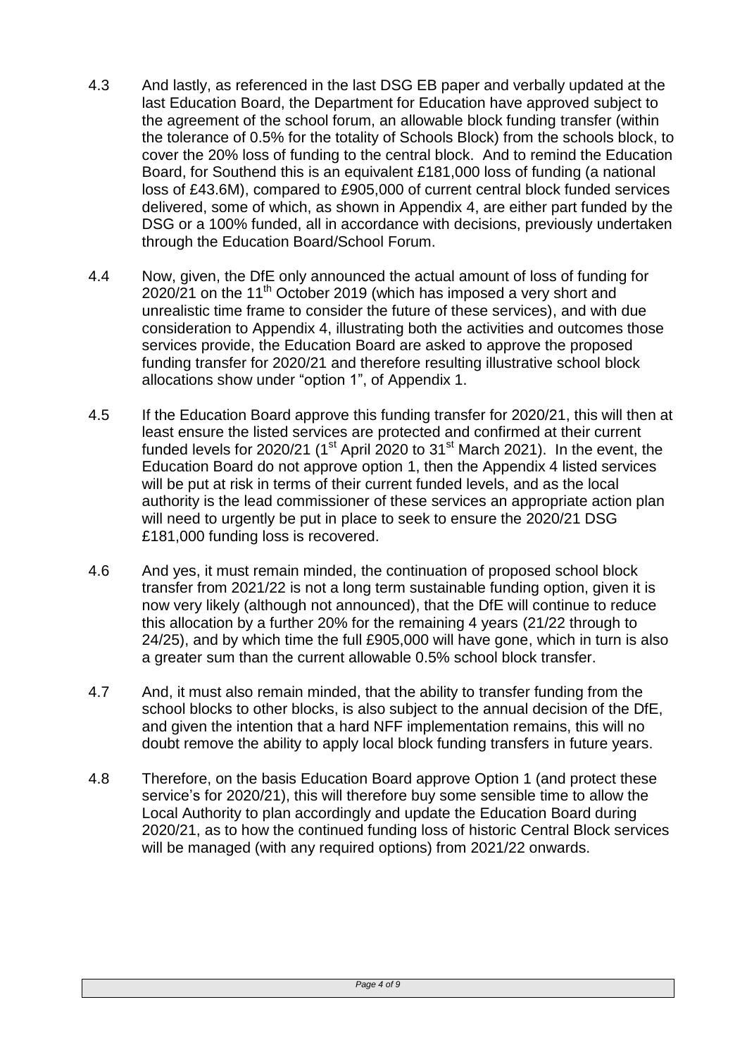4.3 And lastly, as referenced in the last DSG EB paper and verbally updated at the last Education Board, the Department for Education have approved subject to the agreement of the school forum, an allowable block funding transfer (within the tolerance of 0.5% for the totality of Schools Block) from the schools block, to cover the 20% loss of funding to the central block. And to remind the Education Board, for Southend this is an equivalent £181,000 loss of funding (a national loss of £43.6M), compared to £905,000 of current central block funded services delivered, some of which, as shown in Appendix 4, are either part funded by the DSG or a 100% funded, all in accordance with decisions, previously undertaken through the Education Board/School Forum.

4.4 Now, given, the DfE only announced the actual amount of loss of funding for 2020/21 on the 11th October 2019 (which has imposed a very short and unrealistic time frame to consider the future of these services), and with due consideration to Appendix 4, illustrating both the activities and outcomes those services provide, the Education Board are asked to approve the proposed funding transfer for 2020/21 and therefore resulting illustrative school block allocations show under "option 1", of Appendix 1.

4.5 If the Education Board approve this funding transfer for 2020/21, this will then at least ensure the listed services are protected and confirmed at their current funded levels for 2020/21 (1st April 2020 to 31st March 2021). In the event, the Education Board do not approve option 1, then the Appendix 4 listed services will be put at risk in terms of their current funded levels, and as the local authority is the lead commissioner of these services an appropriate action plan will need to urgently be put in place to seek to ensure the 2020/21 DSG £181,000 funding loss is recovered.

4.6 And yes, it must remain minded, the continuation of proposed school block transfer from 2021/22 is not a long term sustainable funding option, given it is now very likely (although not announced), that the DfE will continue to reduce this allocation by a further 20% for the remaining 4 years (21/22 through to 24/25), and by which time the full £905,000 will have gone, which in turn is also a greater sum than the current allowable 0.5% school block transfer.

4.7 And, it must also remain minded, that the ability to transfer funding from the school blocks to other blocks, is also subject to the annual decision of the DfE, and given the intention that a hard NFF implementation remains, this will no doubt remove the ability to apply local block funding transfers in future years.

4.8 Therefore, on the basis Education Board approve Option 1 (and protect these service's for 2020/21), this will therefore buy some sensible time to allow the Local Authority to plan accordingly and update the Education Board during 2020/21, as to how the continued funding loss of historic Central Block services will be managed (with any required options) from 2021/22 onwards.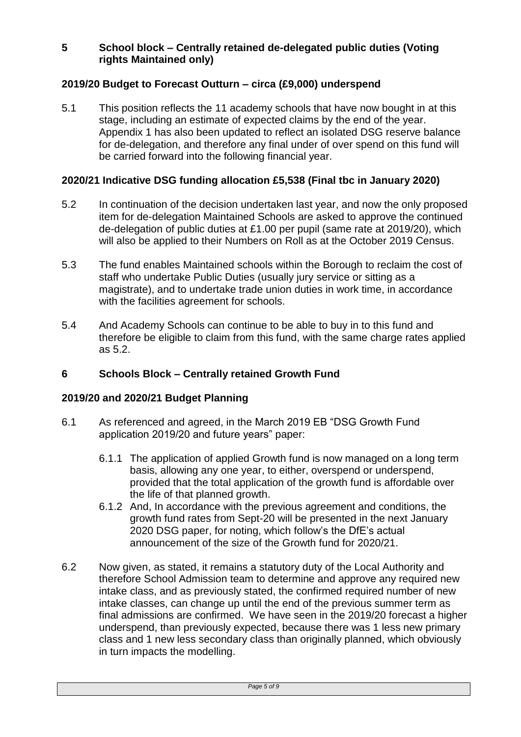## 5 School block – Centrally retained de-delegated public duties (Voting rights Maintained only)

### 2019/20 Budget to Forecast Outturn – circa (£9,000) underspend

5.1 This position reflects the 11 academy schools that have now bought in at this stage, including an estimate of expected claims by the end of the year. Appendix 1 has also been updated to reflect an isolated DSG reserve balance for de-delegation, and therefore any final under of over spend on this fund will be carried forward into the following financial year.

### 2020/21 Indicative DSG funding allocation £5,538 (Final tbc in January 2020)

5.2 In continuation of the decision undertaken last year, and now the only proposed item for de-delegation Maintained Schools are asked to approve the continued de-delegation of public duties at £1.00 per pupil (same rate at 2019/20), which will also be applied to their Numbers on Roll as at the October 2019 Census.

5.3 The fund enables Maintained schools within the Borough to reclaim the cost of staff who undertake Public Duties (usually jury service or sitting as a magistrate), and to undertake trade union duties in work time, in accordance with the facilities agreement for schools.

5.4 And Academy Schools can continue to be able to buy in to this fund and therefore be eligible to claim from this fund, with the same charge rates applied as 5.2.

## 6 Schools Block – Centrally retained Growth Fund

### 2019/20 and 2020/21 Budget Planning

6.1 As referenced and agreed, in the March 2019 EB "DSG Growth Fund application 2019/20 and future years" paper:

6.1.1 The application of applied Growth fund is now managed on a long term basis, allowing any one year, to either, overspend or underspend, provided that the total application of the growth fund is affordable over the life of that planned growth.

6.1.2 And, In accordance with the previous agreement and conditions, the growth fund rates from Sept-20 will be presented in the next January 2020 DSG paper, for noting, which follow's the DfE's actual announcement of the size of the Growth fund for 2020/21.

6.2 Now given, as stated, it remains a statutory duty of the Local Authority and therefore School Admission team to determine and approve any required new intake class, and as previously stated, the confirmed required number of new intake classes, can change up until the end of the previous summer term as final admissions are confirmed. We have seen in the 2019/20 forecast a higher underspend, than previously expected, because there was 1 less new primary class and 1 new less secondary class than originally planned, which obviously in turn impacts the modelling.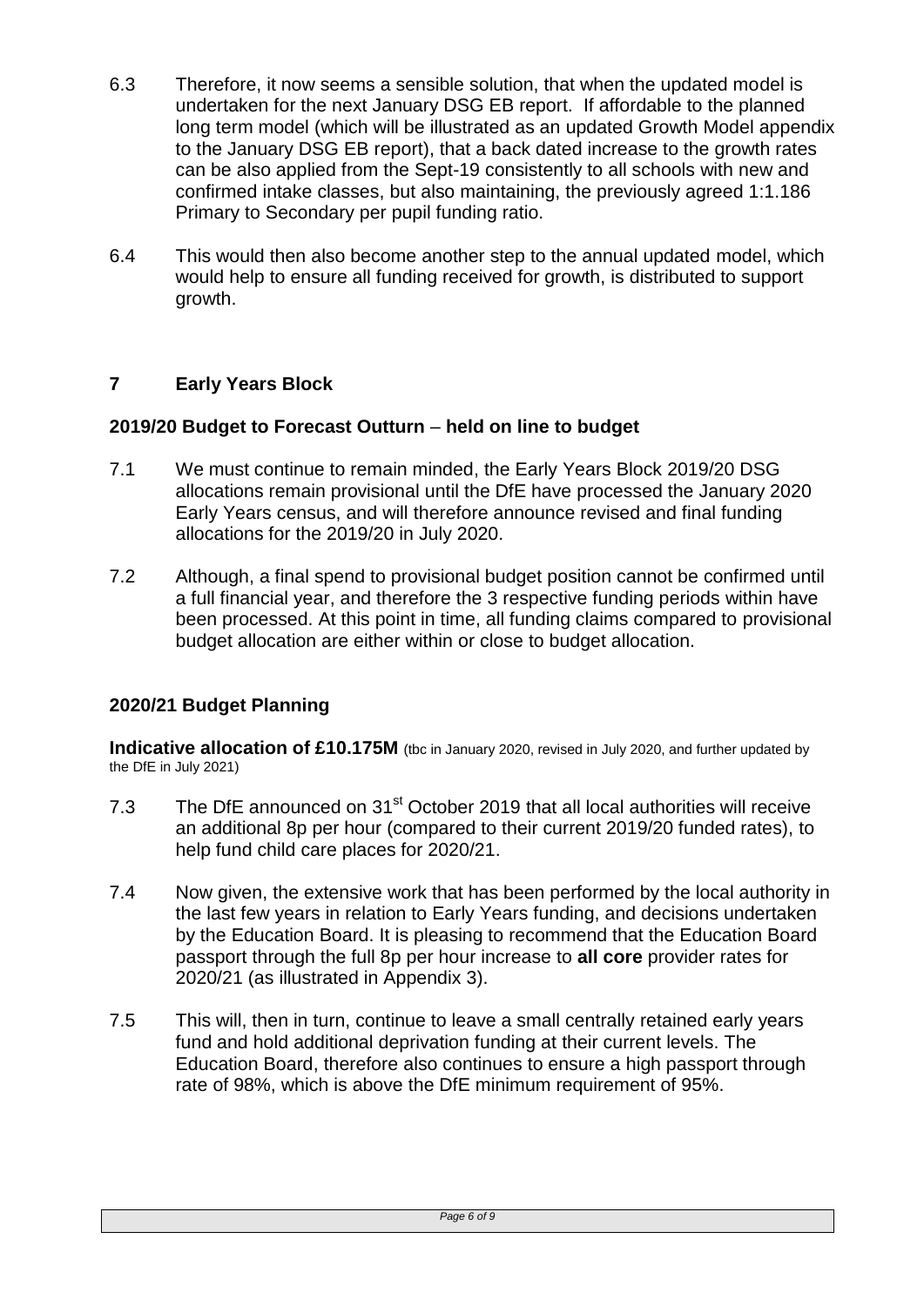6.3 Therefore, it now seems a sensible solution, that when the updated model is undertaken for the next January DSG EB report. If affordable to the planned long term model (which will be illustrated as an updated Growth Model appendix to the January DSG EB report), that a back dated increase to the growth rates can be also applied from the Sept-19 consistently to all schools with new and confirmed intake classes, but also maintaining, the previously agreed 1:1.186 Primary to Secondary per pupil funding ratio.

6.4 This would then also become another step to the annual updated model, which would help to ensure all funding received for growth, is distributed to support growth.

## 7 Early Years Block

### 2019/20 Budget to Forecast Outturn – held on line to budget

7.1 We must continue to remain minded, the Early Years Block 2019/20 DSG allocations remain provisional until the DfE have processed the January 2020 Early Years census, and will therefore announce revised and final funding allocations for the 2019/20 in July 2020.

7.2 Although, a final spend to provisional budget position cannot be confirmed until a full financial year, and therefore the 3 respective funding periods within have been processed. At this point in time, all funding claims compared to provisional budget allocation are either within or close to budget allocation.

### 2020/21 Budget Planning

**Indicative allocation of £10.175M** (tbc in January 2020, revised in July 2020, and further updated by the DfE in July 2021)

7.3 The DfE announced on 31st October 2019 that all local authorities will receive an additional 8p per hour (compared to their current 2019/20 funded rates), to help fund child care places for 2020/21.

7.4 Now given, the extensive work that has been performed by the local authority in the last few years in relation to Early Years funding, and decisions undertaken by the Education Board. It is pleasing to recommend that the Education Board passport through the full 8p per hour increase to **all core** provider rates for 2020/21 (as illustrated in Appendix 3).

7.5 This will, then in turn, continue to leave a small centrally retained early years fund and hold additional deprivation funding at their current levels. The Education Board, therefore also continues to ensure a high passport through rate of 98%, which is above the DfE minimum requirement of 95%.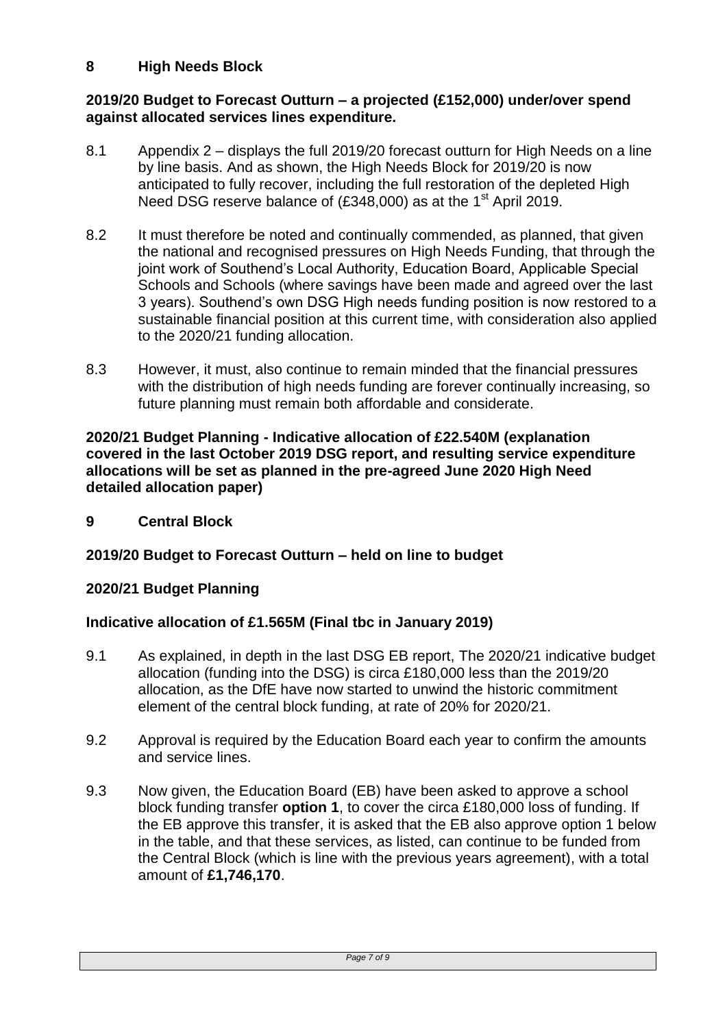## 8 High Needs Block

**2019/20 Budget to Forecast Outturn – a projected (£152,000) under/over spend against allocated services lines expenditure.**

8.1 Appendix 2 – displays the full 2019/20 forecast outturn for High Needs on a line by line basis. And as shown, the High Needs Block for 2019/20 is now anticipated to fully recover, including the full restoration of the depleted High Need DSG reserve balance of (£348,000) as at the 1st April 2019.

8.2 It must therefore be noted and continually commended, as planned, that given the national and recognised pressures on High Needs Funding, that through the joint work of Southend's Local Authority, Education Board, Applicable Special Schools and Schools (where savings have been made and agreed over the last 3 years). Southend's own DSG High needs funding position is now restored to a sustainable financial position at this current time, with consideration also applied to the 2020/21 funding allocation.

8.3 However, it must, also continue to remain minded that the financial pressures with the distribution of high needs funding are forever continually increasing, so future planning must remain both affordable and considerate.

**2020/21 Budget Planning - Indicative allocation of £22.540M (explanation covered in the last October 2019 DSG report, and resulting service expenditure allocations will be set as planned in the pre-agreed June 2020 High Need detailed allocation paper)**

## 9 Central Block

**2019/20 Budget to Forecast Outturn – held on line to budget**

**2020/21 Budget Planning**

**Indicative allocation of £1.565M (Final tbc in January 2019)**

9.1 As explained, in depth in the last DSG EB report, The 2020/21 indicative budget allocation (funding into the DSG) is circa £180,000 less than the 2019/20 allocation, as the DfE have now started to unwind the historic commitment element of the central block funding, at rate of 20% for 2020/21.

9.2 Approval is required by the Education Board each year to confirm the amounts and service lines.

9.3 Now given, the Education Board (EB) have been asked to approve a school block funding transfer **option 1**, to cover the circa £180,000 loss of funding. If the EB approve this transfer, it is asked that the EB also approve option 1 below in the table, and that these services, as listed, can continue to be funded from the Central Block (which is line with the previous years agreement), with a total amount of **£1,746,170**.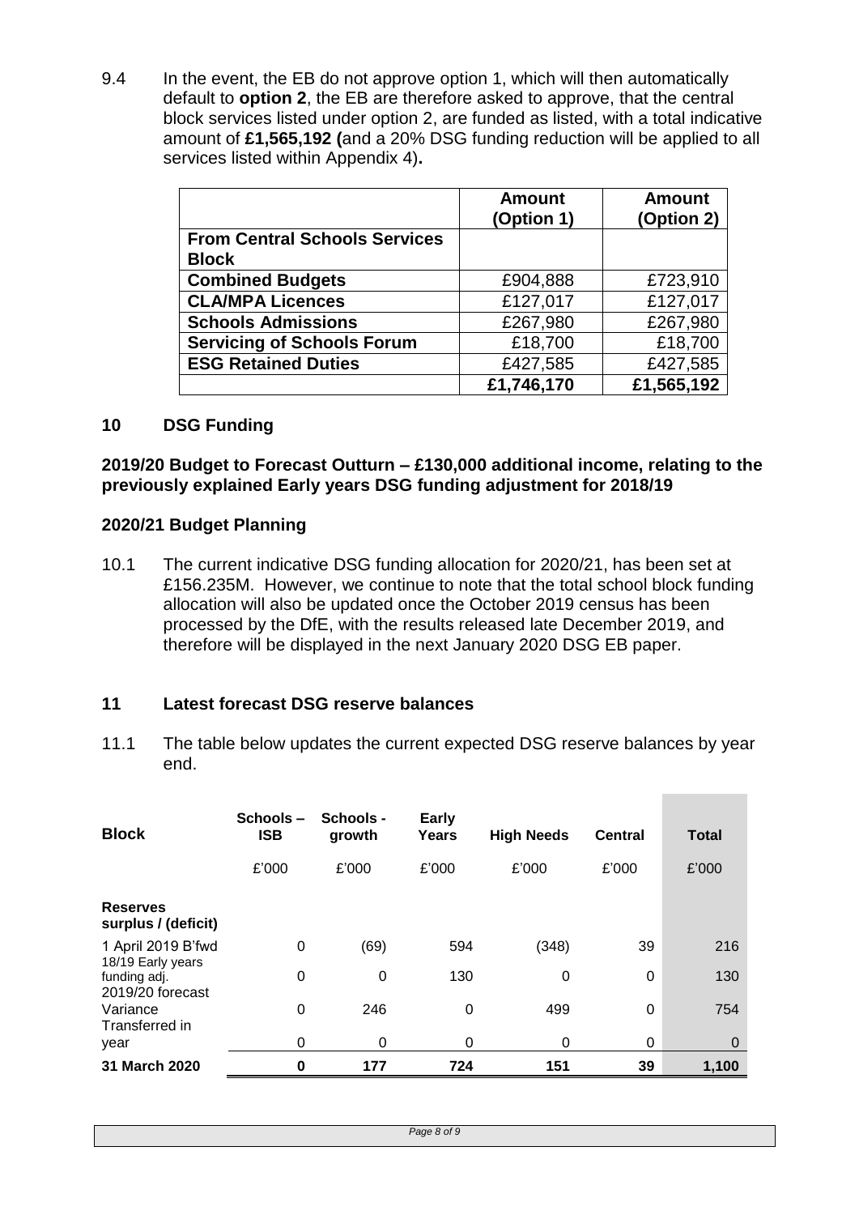9.4 In the event, the EB do not approve option 1, which will then automatically default to **option 2**, the EB are therefore asked to approve, that the central block services listed under option 2, are funded as listed, with a total indicative amount of **£1,565,192 (**and a 20% DSG funding reduction will be applied to all services listed within Appendix 4)**.**

| | **Amount (Option 1)** | **Amount (Option 2)** |
|---|---|---|
| **From Central Schools Services Block** | | |
| **Combined Budgets** | £904,888 | £723,910 |
| **CLA/MPA Licences** | £127,017 | £127,017 |
| **Schools Admissions** | £267,980 | £267,980 |
| **Servicing of Schools Forum** | £18,700 | £18,700 |
| **ESG Retained Duties** | £427,585 | £427,585 |
| | **£1,746,170** | **£1,565,192** |

## 10 DSG Funding

**2019/20 Budget to Forecast Outturn – £130,000 additional income, relating to the previously explained Early years DSG funding adjustment for 2018/19**

**2020/21 Budget Planning**

10.1 The current indicative DSG funding allocation for 2020/21, has been set at £156.235M. However, we continue to note that the total school block funding allocation will also be updated once the October 2019 census has been processed by the DfE, with the results released late December 2019, and therefore will be displayed in the next January 2020 DSG EB paper.

## 11 Latest forecast DSG reserve balances

11.1 The table below updates the current expected DSG reserve balances by year end.

| **Block** | **Schools – ISB** | **Schools - growth** | **Early Years** | **High Needs** | **Central** | **Total** |
|---|---|---|---|---|---|---|
| | £'000 | £'000 | £'000 | £'000 | £'000 | £'000 |
| **Reserves surplus / (deficit)** | | | | | | |
| 1 April 2019 B'fwd | 0 | (69) | 594 | (348) | 39 | 216 |
| 18/19 Early years funding adj. | 0 | 0 | 130 | 0 | 0 | 130 |
| 2019/20 forecast Variance | 0 | 246 | 0 | 499 | 0 | 754 |
| Transferred in year | 0 | 0 | 0 | 0 | 0 | 0 |
| **31 March 2020** | **0** | **177** | **724** | **151** | **39** | **1,100** |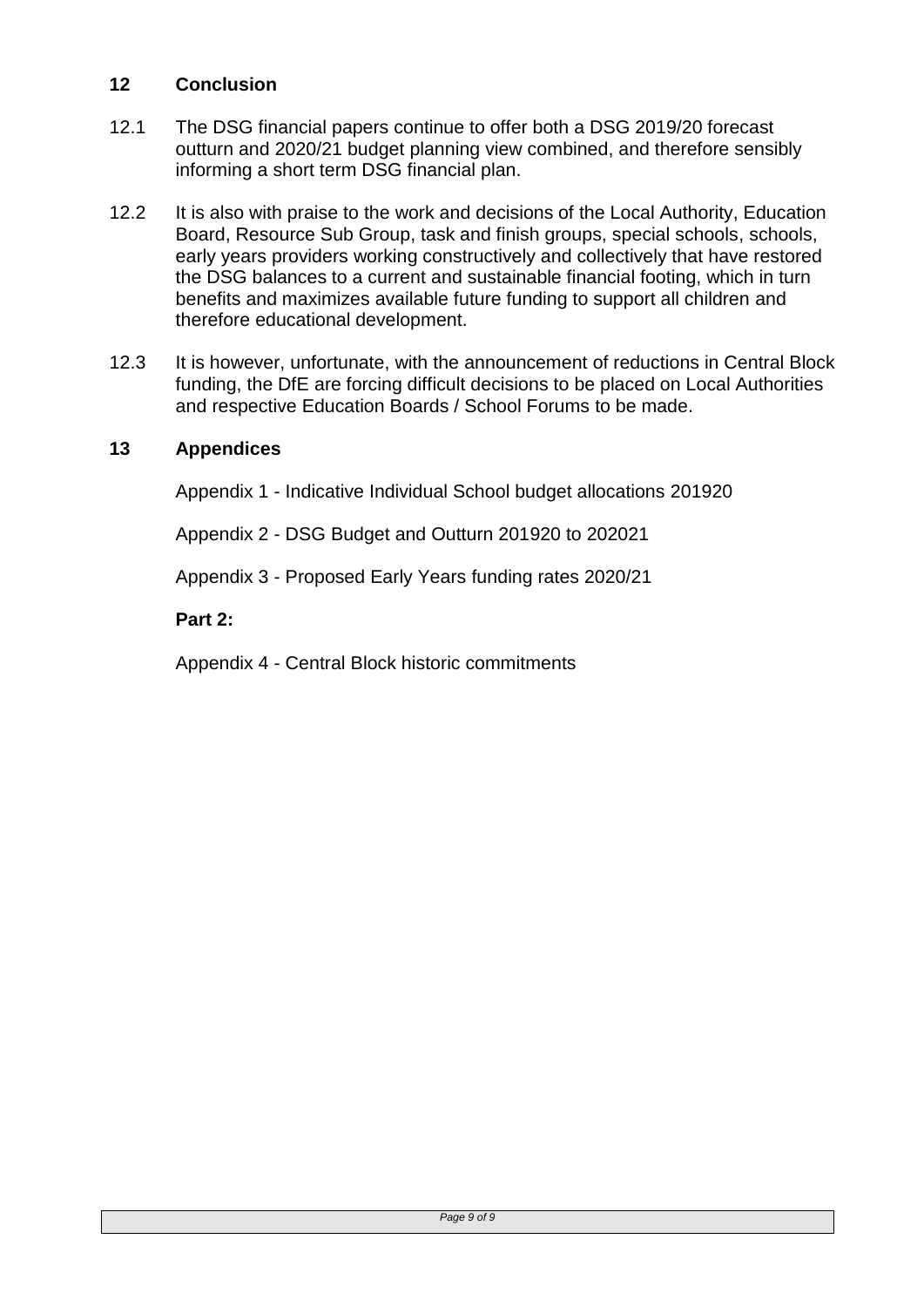## 12 Conclusion

12.1 The DSG financial papers continue to offer both a DSG 2019/20 forecast outturn and 2020/21 budget planning view combined, and therefore sensibly informing a short term DSG financial plan.

12.2 It is also with praise to the work and decisions of the Local Authority, Education Board, Resource Sub Group, task and finish groups, special schools, schools, early years providers working constructively and collectively that have restored the DSG balances to a current and sustainable financial footing, which in turn benefits and maximizes available future funding to support all children and therefore educational development.

12.3 It is however, unfortunate, with the announcement of reductions in Central Block funding, the DfE are forcing difficult decisions to be placed on Local Authorities and respective Education Boards / School Forums to be made.

## 13 Appendices

Appendix 1 - Indicative Individual School budget allocations 201920

Appendix 2 - DSG Budget and Outturn 201920 to 202021

Appendix 3 - Proposed Early Years funding rates 2020/21

**Part 2:**

Appendix 4 - Central Block historic commitments